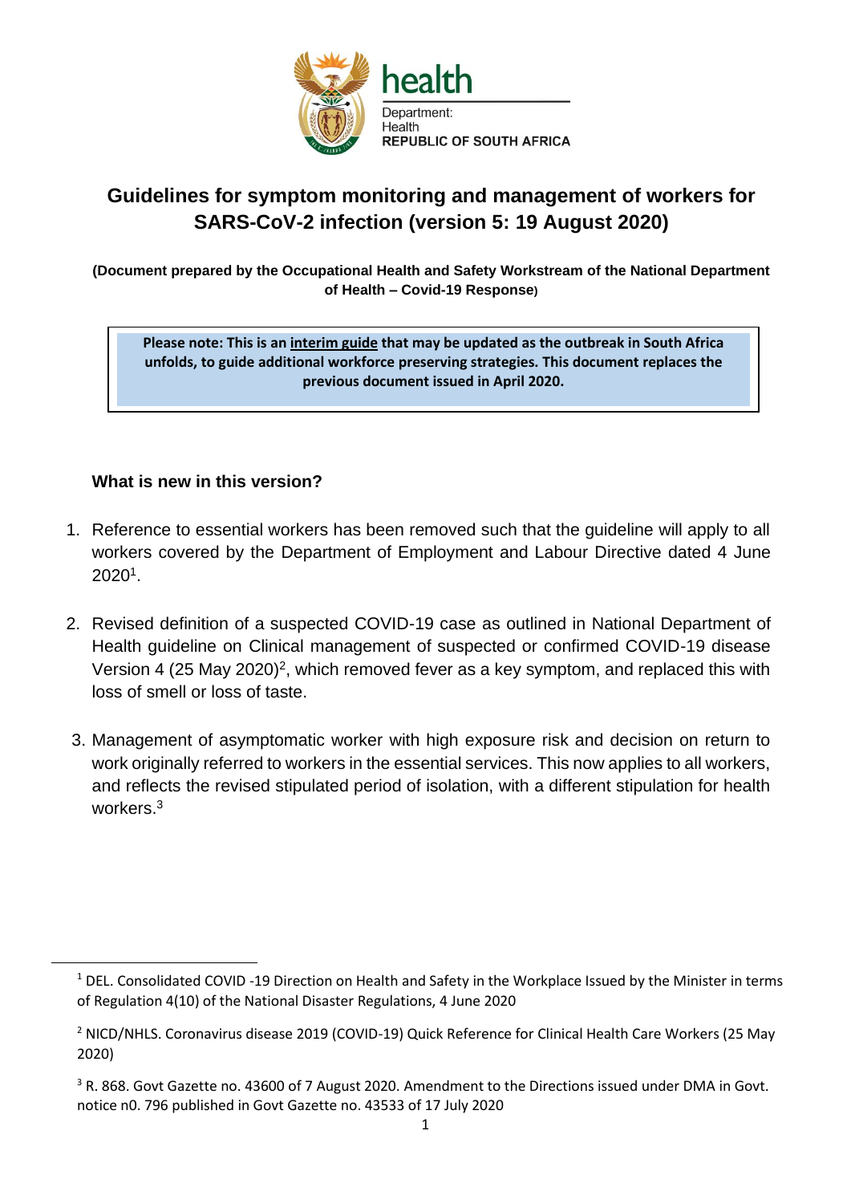health

Department:
Health
REPUBLIC OF SOUTH AFRICA

# Guidelines for symptom monitoring and management of workers for SARS-CoV-2 infection (version 5: 19 August 2020)

**(Document prepared by the Occupational Health and Safety Workstream of the National Department of Health – Covid-19 Response)**

> **Please note: This is an interim guide that may be updated as the outbreak in South Africa unfolds, to guide additional workforce preserving strategies. This document replaces the previous document issued in April 2020.**

## What is new in this version?

1. Reference to essential workers has been removed such that the guideline will apply to all workers covered by the Department of Employment and Labour Directive dated 4 June 2020[1].

2. Revised definition of a suspected COVID-19 case as outlined in National Department of Health guideline on Clinical management of suspected or confirmed COVID-19 disease Version 4 (25 May 2020)[2], which removed fever as a key symptom, and replaced this with loss of smell or loss of taste.

3. Management of asymptomatic worker with high exposure risk and decision on return to work originally referred to workers in the essential services. This now applies to all workers, and reflects the revised stipulated period of isolation, with a different stipulation for health workers.[3]

---

[1] DEL. Consolidated COVID -19 Direction on Health and Safety in the Workplace Issued by the Minister in terms of Regulation 4(10) of the National Disaster Regulations, 4 June 2020

[2] NICD/NHLS. Coronavirus disease 2019 (COVID-19) Quick Reference for Clinical Health Care Workers (25 May 2020)

[3] R. 868. Govt Gazette no. 43600 of 7 August 2020. Amendment to the Directions issued under DMA in Govt. notice n0. 796 published in Govt Gazette no. 43533 of 17 July 2020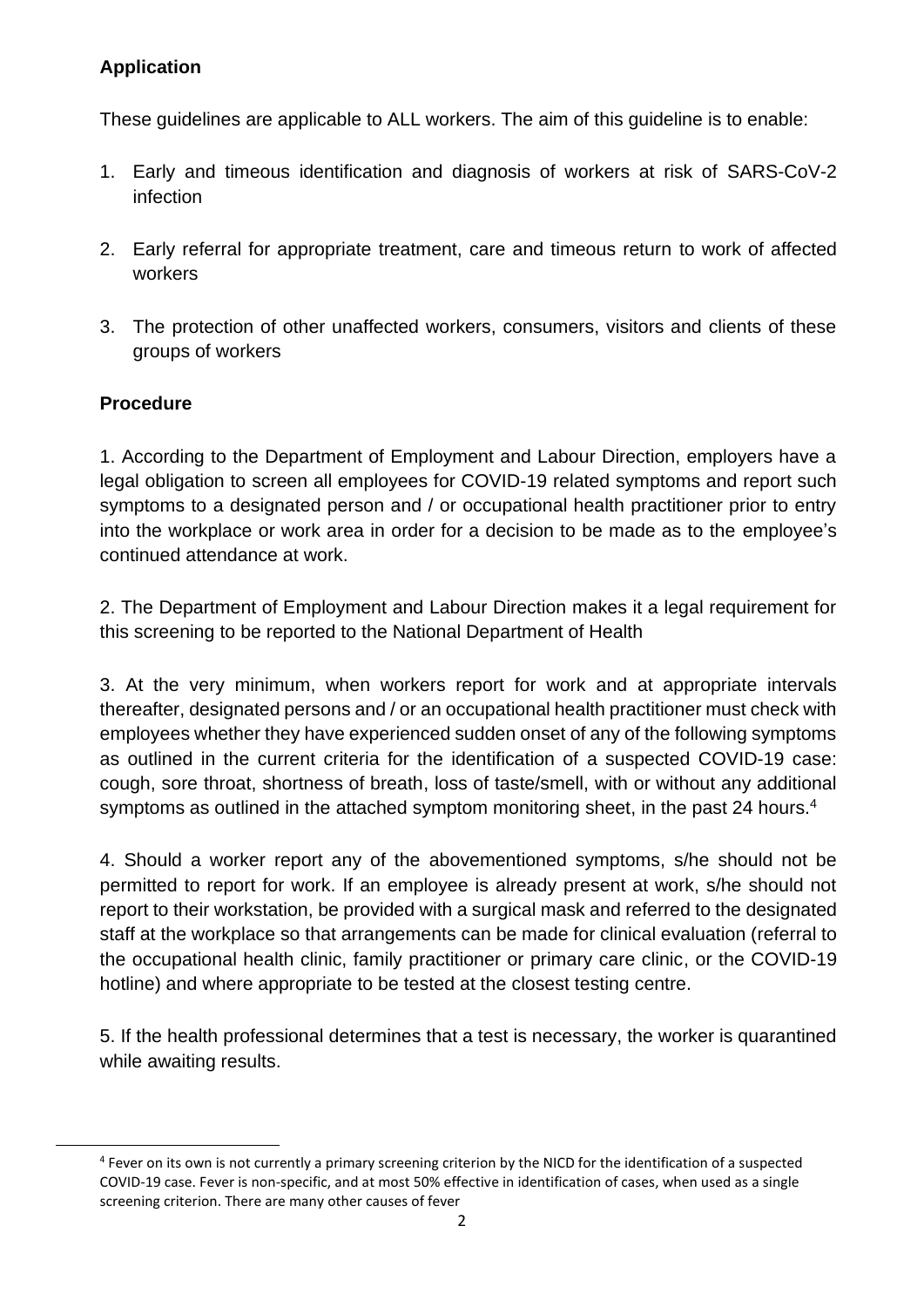### Application

These guidelines are applicable to ALL workers. The aim of this guideline is to enable:

1. Early and timeous identification and diagnosis of workers at risk of SARS-CoV-2 infection
2. Early referral for appropriate treatment, care and timeous return to work of affected workers
3. The protection of other unaffected workers, consumers, visitors and clients of these groups of workers

### Procedure

1. According to the Department of Employment and Labour Direction, employers have a legal obligation to screen all employees for COVID-19 related symptoms and report such symptoms to a designated person and / or occupational health practitioner prior to entry into the workplace or work area in order for a decision to be made as to the employee's continued attendance at work.

2. The Department of Employment and Labour Direction makes it a legal requirement for this screening to be reported to the National Department of Health

3. At the very minimum, when workers report for work and at appropriate intervals thereafter, designated persons and / or an occupational health practitioner must check with employees whether they have experienced sudden onset of any of the following symptoms as outlined in the current criteria for the identification of a suspected COVID-19 case: cough, sore throat, shortness of breath, loss of taste/smell, with or without any additional symptoms as outlined in the attached symptom monitoring sheet, in the past 24 hours.[4]

4. Should a worker report any of the abovementioned symptoms, s/he should not be permitted to report for work. If an employee is already present at work, s/he should not report to their workstation, be provided with a surgical mask and referred to the designated staff at the workplace so that arrangements can be made for clinical evaluation (referral to the occupational health clinic, family practitioner or primary care clinic, or the COVID-19 hotline) and where appropriate to be tested at the closest testing centre.

5. If the health professional determines that a test is necessary, the worker is quarantined while awaiting results.

---

[4] Fever on its own is not currently a primary screening criterion by the NICD for the identification of a suspected COVID-19 case. Fever is non-specific, and at most 50% effective in identification of cases, when used as a single screening criterion. There are many other causes of fever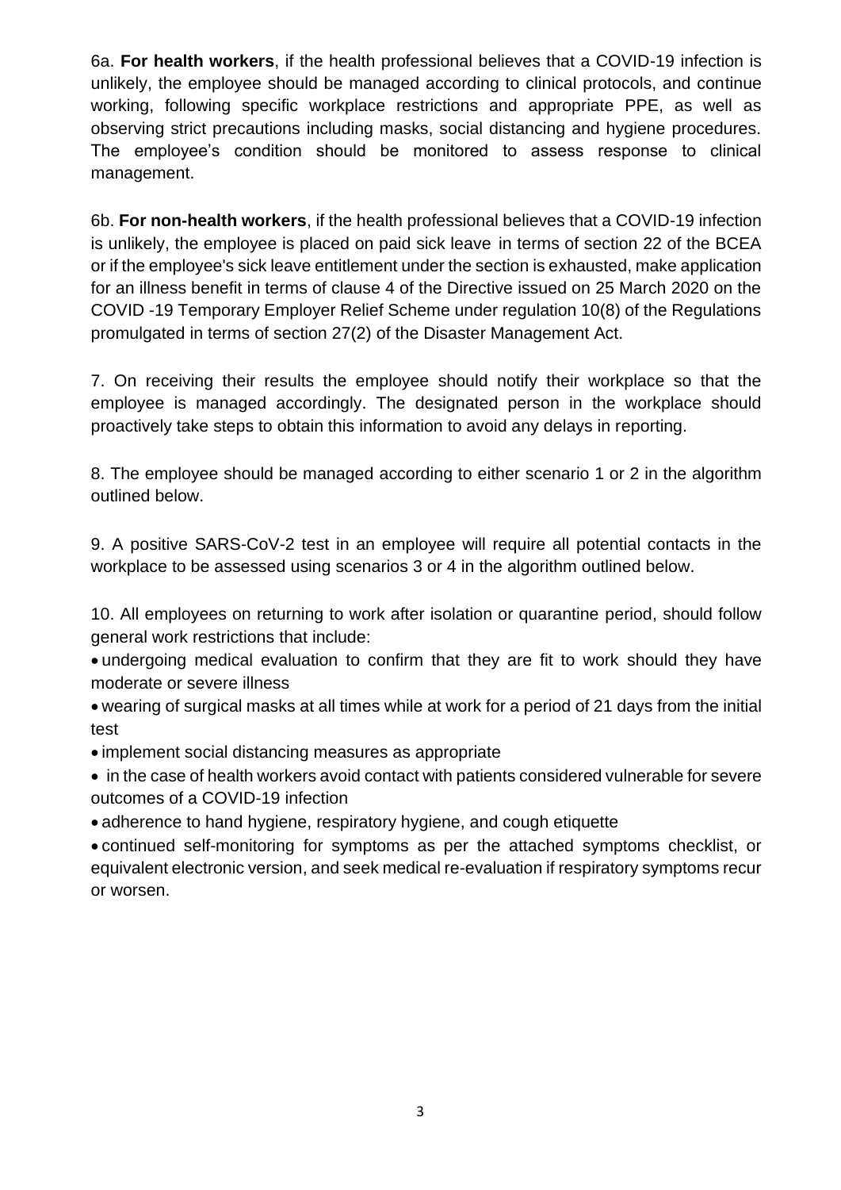6a. **For health workers**, if the health professional believes that a COVID-19 infection is unlikely, the employee should be managed according to clinical protocols, and continue working, following specific workplace restrictions and appropriate PPE, as well as observing strict precautions including masks, social distancing and hygiene procedures. The employee's condition should be monitored to assess response to clinical management.

6b. **For non-health workers**, if the health professional believes that a COVID-19 infection is unlikely, the employee is placed on paid sick leave in terms of section 22 of the BCEA or if the employee's sick leave entitlement under the section is exhausted, make application for an illness benefit in terms of clause 4 of the Directive issued on 25 March 2020 on the COVID -19 Temporary Employer Relief Scheme under regulation 10(8) of the Regulations promulgated in terms of section 27(2) of the Disaster Management Act.

7. On receiving their results the employee should notify their workplace so that the employee is managed accordingly. The designated person in the workplace should proactively take steps to obtain this information to avoid any delays in reporting.

8. The employee should be managed according to either scenario 1 or 2 in the algorithm outlined below.

9. A positive SARS-CoV-2 test in an employee will require all potential contacts in the workplace to be assessed using scenarios 3 or 4 in the algorithm outlined below.

10. All employees on returning to work after isolation or quarantine period, should follow general work restrictions that include:

- undergoing medical evaluation to confirm that they are fit to work should they have moderate or severe illness
- wearing of surgical masks at all times while at work for a period of 21 days from the initial test
- implement social distancing measures as appropriate
- in the case of health workers avoid contact with patients considered vulnerable for severe outcomes of a COVID-19 infection
- adherence to hand hygiene, respiratory hygiene, and cough etiquette
- continued self-monitoring for symptoms as per the attached symptoms checklist, or equivalent electronic version, and seek medical re-evaluation if respiratory symptoms recur or worsen.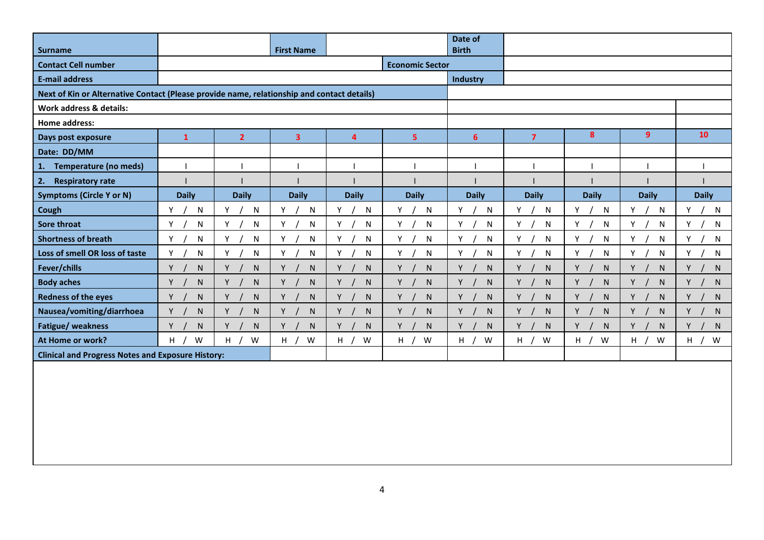| Surname | | | First Name | | | Date of Birth | | | | |
|---|---|---|---|---|---|---|---|---|---|---|
| Contact Cell number | | | | | Economic Sector | | | | | |
| E-mail address | | | | | | Industry | | | | |
| Next of Kin or Alternative Contact (Please provide name, relationship and contact details) | | | | | | | | | | |
| Work address & details: | | | | | | | | | | |
| Home address: | | | | | | | | | | |
| Days post exposure | 1 | 2 | 3 | 4 | 5 | 6 | 7 | 8 | 9 | 10 |
| Date: DD/MM | | | | | | | | | | |
| 1. Temperature (no meds) | l | l | l | l | l | l | l | l | l | l |
| 2. Respiratory rate | l | l | l | l | l | l | l | l | l | l |
| Symptoms (Circle Y or N) | Daily | Daily | Daily | Daily | Daily | Daily | Daily | Daily | Daily | Daily |
| Cough | Y / N | Y / N | Y / N | Y / N | Y / N | Y / N | Y / N | Y / N | Y / N | Y / N |
| Sore throat | Y / N | Y / N | Y / N | Y / N | Y / N | Y / N | Y / N | Y / N | Y / N | Y / N |
| Shortness of breath | Y / N | Y / N | Y / N | Y / N | Y / N | Y / N | Y / N | Y / N | Y / N | Y / N |
| Loss of smell OR loss of taste | Y / N | Y / N | Y / N | Y / N | Y / N | Y / N | Y / N | Y / N | Y / N | Y / N |
| Fever/chills | Y / N | Y / N | Y / N | Y / N | Y / N | Y / N | Y / N | Y / N | Y / N | Y / N |
| Body aches | Y / N | Y / N | Y / N | Y / N | Y / N | Y / N | Y / N | Y / N | Y / N | Y / N |
| Redness of the eyes | Y / N | Y / N | Y / N | Y / N | Y / N | Y / N | Y / N | Y / N | Y / N | Y / N |
| Nausea/vomiting/diarrhoea | Y / N | Y / N | Y / N | Y / N | Y / N | Y / N | Y / N | Y / N | Y / N | Y / N |
| Fatigue/ weakness | Y / N | Y / N | Y / N | Y / N | Y / N | Y / N | Y / N | Y / N | Y / N | Y / N |
| At Home or work? | H / W | H / W | H / W | H / W | H / W | H / W | H / W | H / W | H / W | H / W |
| Clinical and Progress Notes and Exposure History: | | | | | | | | | | |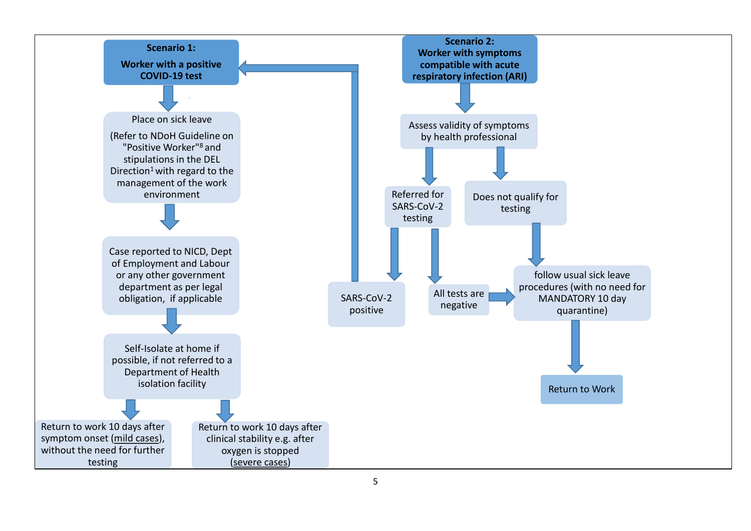**Scenario 1:**

**Worker with a positive COVID-19 test**

↓

Place on sick leave

(Refer to NDoH Guideline on "Positive Worker"[8] and stipulations in the DEL Direction[1] with regard to the management of the work environment

↓

Case reported to NICD, Dept of Employment and Labour or any other government department as per legal obligation, if applicable

↓

Self-Isolate at home if possible, if not referred to a Department of Health isolation facility

↓

- Return to work 10 days after symptom onset (mild cases), without the need for further testing
- Return to work 10 days after clinical stability e.g. after oxygen is stopped (severe cases)

**Scenario 2:**

**Worker with symptoms compatible with acute respiratory infection (ARI)**

↓

Assess validity of symptoms by health professional

↓

- Referred for SARS-CoV-2 testing
  - SARS-CoV-2 positive → Scenario 1: Worker with a positive COVID-19 test
  - All tests are negative → follow usual sick leave procedures (with no need for MANDATORY 10 day quarantine)
- Does not qualify for testing → follow usual sick leave procedures (with no need for MANDATORY 10 day quarantine)

↓

Return to Work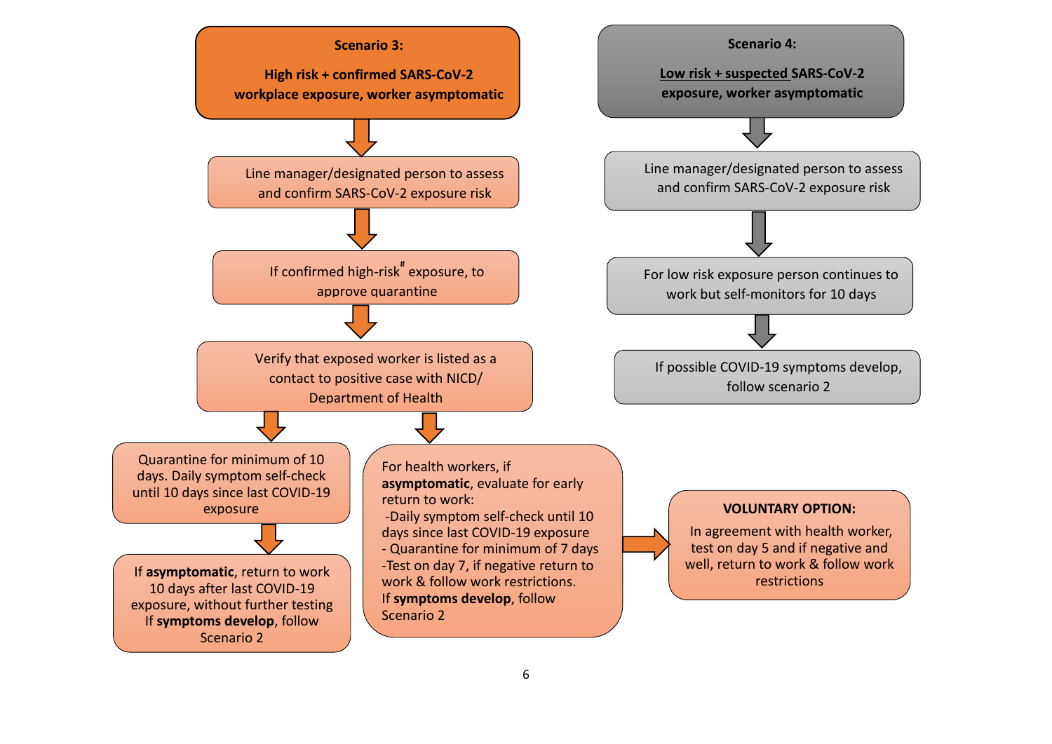**Scenario 3:**

**High risk + confirmed SARS-CoV-2 workplace exposure, worker asymptomatic**

↓

Line manager/designated person to assess and confirm SARS-CoV-2 exposure risk

↓

If confirmed high-risk[#] exposure, to approve quarantine

↓

Verify that exposed worker is listed as a contact to positive case with NICD/ Department of Health

↓

- Quarantine for minimum of 10 days. Daily symptom self-check until 10 days since last COVID-19 exposure

  ↓

  If **asymptomatic**, return to work 10 days after last COVID-19 exposure, without further testing. If **symptoms develop**, follow Scenario 2

- For health workers, if **asymptomatic**, evaluate for early return to work:
  - Daily symptom self-check until 10 days since last COVID-19 exposure
  - Quarantine for minimum of 7 days
  - Test on day 7, if negative return to work & follow work restrictions.

  If **symptoms develop**, follow Scenario 2

  →

  **VOLUNTARY OPTION:**

  In agreement with health worker, test on day 5 and if negative and well, return to work & follow work restrictions

**Scenario 4:**

**Low risk + suspected SARS-CoV-2 exposure, worker asymptomatic**

↓

Line manager/designated person to assess and confirm SARS-CoV-2 exposure risk

↓

For low risk exposure person continues to work but self-monitors for 10 days

↓

If possible COVID-19 symptoms develop, follow scenario 2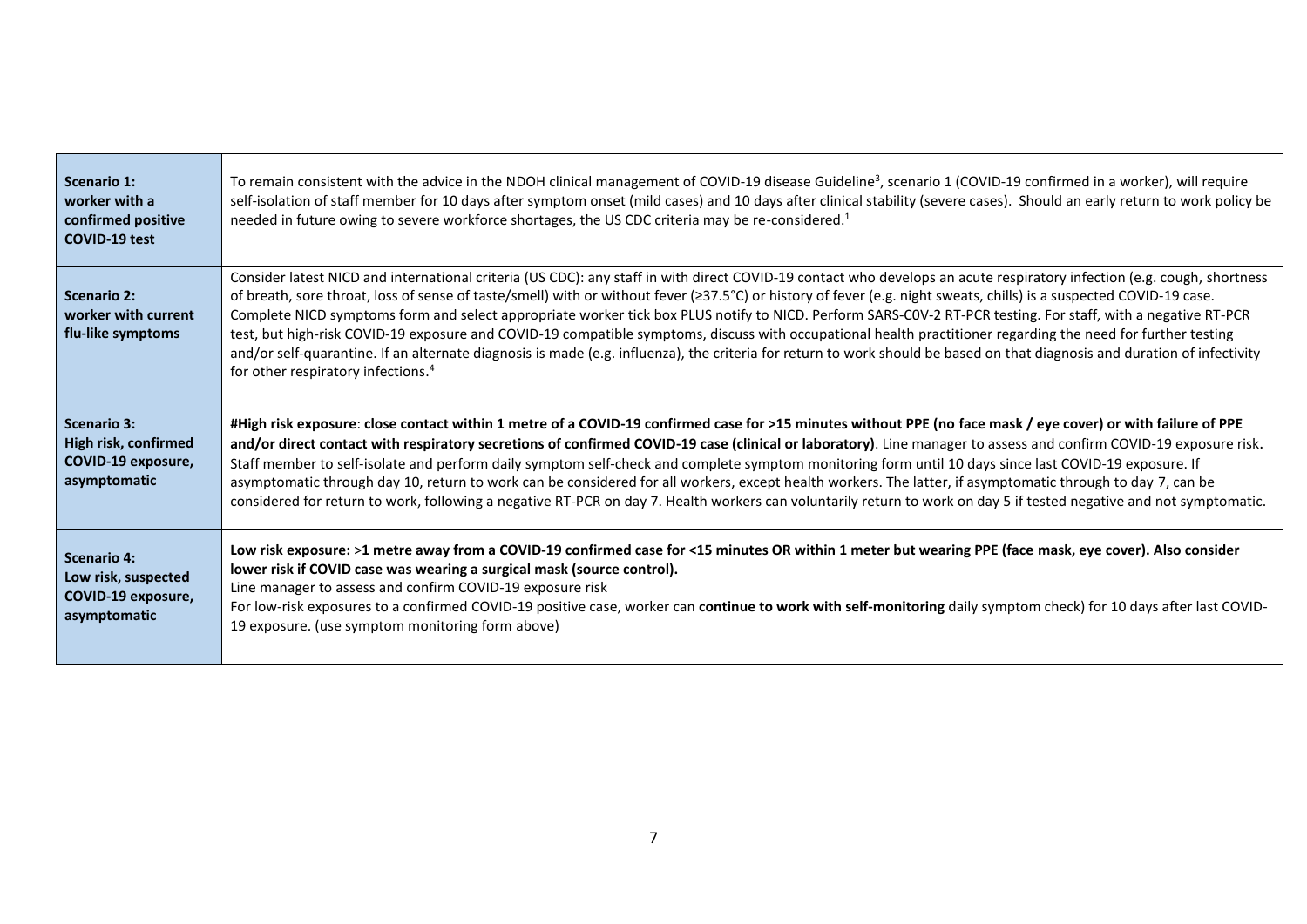| | |
|---|---|
| **Scenario 1: worker with a confirmed positive COVID-19 test** | To remain consistent with the advice in the NDOH clinical management of COVID-19 disease Guideline[3], scenario 1 (COVID-19 confirmed in a worker), will require self-isolation of staff member for 10 days after symptom onset (mild cases) and 10 days after clinical stability (severe cases). Should an early return to work policy be needed in future owing to severe workforce shortages, the US CDC criteria may be re-considered.[1] |
| **Scenario 2: worker with current flu-like symptoms** | Consider latest NICD and international criteria (US CDC): any staff in with direct COVID-19 contact who develops an acute respiratory infection (e.g. cough, shortness of breath, sore throat, loss of sense of taste/smell) with or without fever (≥37.5°C) or history of fever (e.g. night sweats, chills) is a suspected COVID-19 case. Complete NICD symptoms form and select appropriate worker tick box PLUS notify to NICD. Perform SARS-C0V-2 RT-PCR testing. For staff, with a negative RT-PCR test, but high-risk COVID-19 exposure and COVID-19 compatible symptoms, discuss with occupational health practitioner regarding the need for further testing and/or self-quarantine. If an alternate diagnosis is made (e.g. influenza), the criteria for return to work should be based on that diagnosis and duration of infectivity for other respiratory infections.[4] |
| **Scenario 3: High risk, confirmed COVID-19 exposure, asymptomatic** | **#High risk exposure**: **close contact within 1 metre of a COVID-19 confirmed case for >15 minutes without PPE (no face mask / eye cover) or with failure of PPE and/or direct contact with respiratory secretions of confirmed COVID-19 case (clinical or laboratory)**. Line manager to assess and confirm COVID-19 exposure risk. Staff member to self-isolate and perform daily symptom self-check and complete symptom monitoring form until 10 days since last COVID-19 exposure. If asymptomatic through day 10, return to work can be considered for all workers, except health workers. The latter, if asymptomatic through to day 7, can be considered for return to work, following a negative RT-PCR on day 7. Health workers can voluntarily return to work on day 5 if tested negative and not symptomatic. |
| **Scenario 4: Low risk, suspected COVID-19 exposure, asymptomatic** | **Low risk exposure:** >**1 metre away from a COVID-19 confirmed case for <15 minutes OR within 1 meter but wearing PPE (face mask, eye cover). Also consider lower risk if COVID case was wearing a surgical mask (source control).**<br>Line manager to assess and confirm COVID-19 exposure risk<br>For low-risk exposures to a confirmed COVID-19 positive case, worker can **continue to work with self-monitoring** daily symptom check) for 10 days after last COVID-19 exposure. (use symptom monitoring form above) |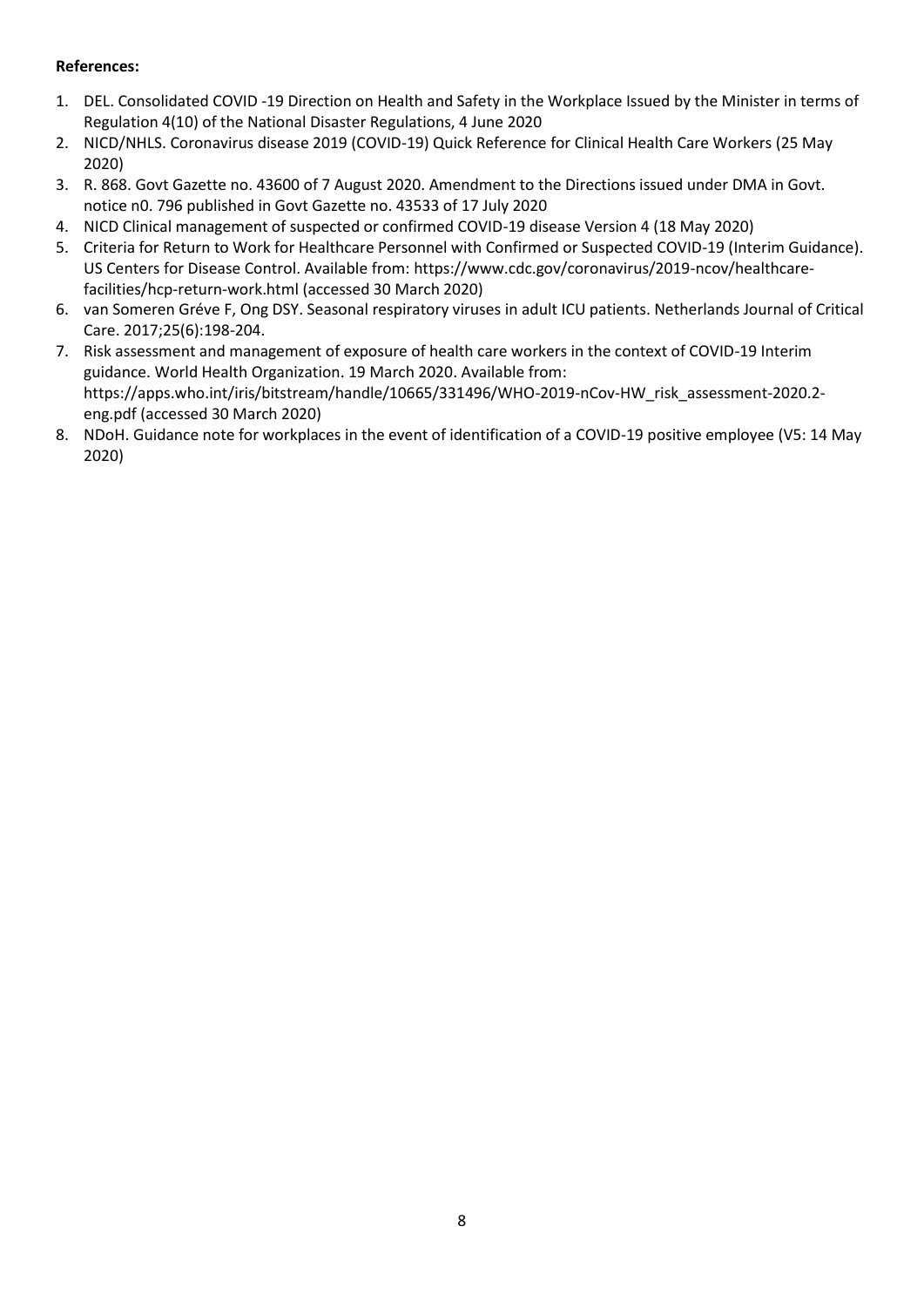**References:**

1. DEL. Consolidated COVID -19 Direction on Health and Safety in the Workplace Issued by the Minister in terms of Regulation 4(10) of the National Disaster Regulations, 4 June 2020
2. NICD/NHLS. Coronavirus disease 2019 (COVID-19) Quick Reference for Clinical Health Care Workers (25 May 2020)
3. R. 868. Govt Gazette no. 43600 of 7 August 2020. Amendment to the Directions issued under DMA in Govt. notice n0. 796 published in Govt Gazette no. 43533 of 17 July 2020
4. NICD Clinical management of suspected or confirmed COVID-19 disease Version 4 (18 May 2020)
5. Criteria for Return to Work for Healthcare Personnel with Confirmed or Suspected COVID-19 (Interim Guidance). US Centers for Disease Control. Available from: https://www.cdc.gov/coronavirus/2019-ncov/healthcare-facilities/hcp-return-work.html (accessed 30 March 2020)
6. van Someren Gréve F, Ong DSY. Seasonal respiratory viruses in adult ICU patients. Netherlands Journal of Critical Care. 2017;25(6):198-204.
7. Risk assessment and management of exposure of health care workers in the context of COVID-19 Interim guidance. World Health Organization. 19 March 2020. Available from: https://apps.who.int/iris/bitstream/handle/10665/331496/WHO-2019-nCov-HW_risk_assessment-2020.2-eng.pdf (accessed 30 March 2020)
8. NDoH. Guidance note for workplaces in the event of identification of a COVID-19 positive employee (V5: 14 May 2020)